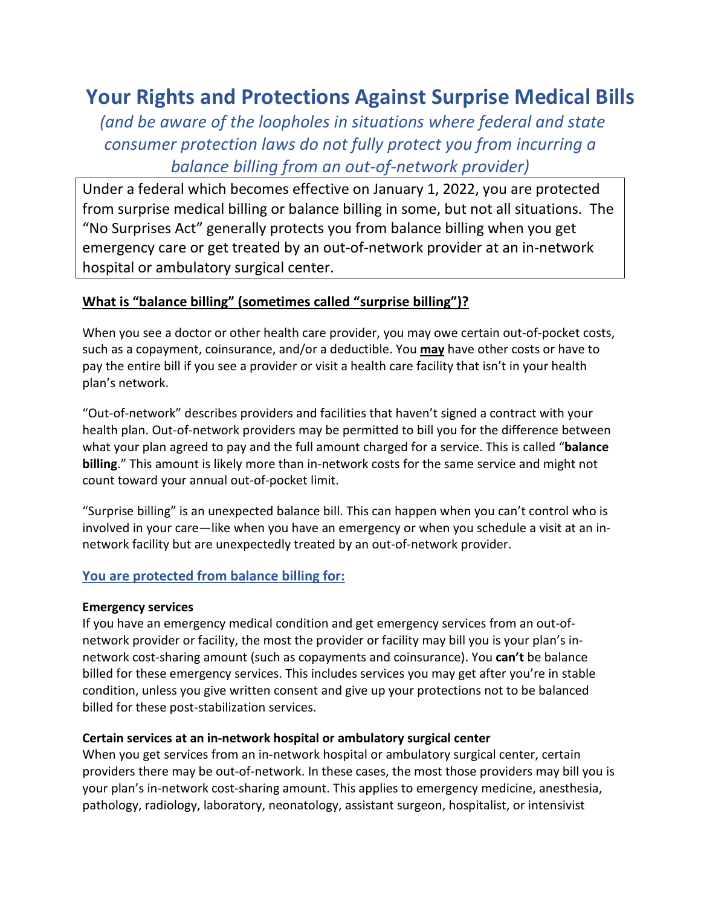# Your Rights and Protections Against Surprise Medical Bills

*(and be aware of the loopholes in situations where federal and state consumer protection laws do not fully protect you from incurring a balance billing from an out-of-network provider)*

Under a federal which becomes effective on January 1, 2022, you are protected from surprise medical billing or balance billing in some, but not all situations. The "No Surprises Act" generally protects you from balance billing when you get emergency care or get treated by an out-of-network provider at an in-network hospital or ambulatory surgical center.

## What is "balance billing" (sometimes called "surprise billing")?

When you see a doctor or other health care provider, you may owe certain out-of-pocket costs, such as a copayment, coinsurance, and/or a deductible. You **may** have other costs or have to pay the entire bill if you see a provider or visit a health care facility that isn't in your health plan's network.

"Out-of-network" describes providers and facilities that haven't signed a contract with your health plan. Out-of-network providers may be permitted to bill you for the difference between what your plan agreed to pay and the full amount charged for a service. This is called "**balance billing**." This amount is likely more than in-network costs for the same service and might not count toward your annual out-of-pocket limit.

"Surprise billing" is an unexpected balance bill. This can happen when you can't control who is involved in your care—like when you have an emergency or when you schedule a visit at an in-network facility but are unexpectedly treated by an out-of-network provider.

## You are protected from balance billing for:

**Emergency services**
If you have an emergency medical condition and get emergency services from an out-of-network provider or facility, the most the provider or facility may bill you is your plan's in-network cost-sharing amount (such as copayments and coinsurance). You **can't** be balance billed for these emergency services. This includes services you may get after you're in stable condition, unless you give written consent and give up your protections not to be balanced billed for these post-stabilization services.

**Certain services at an in-network hospital or ambulatory surgical center**
When you get services from an in-network hospital or ambulatory surgical center, certain providers there may be out-of-network. In these cases, the most those providers may bill you is your plan's in-network cost-sharing amount. This applies to emergency medicine, anesthesia, pathology, radiology, laboratory, neonatology, assistant surgeon, hospitalist, or intensivist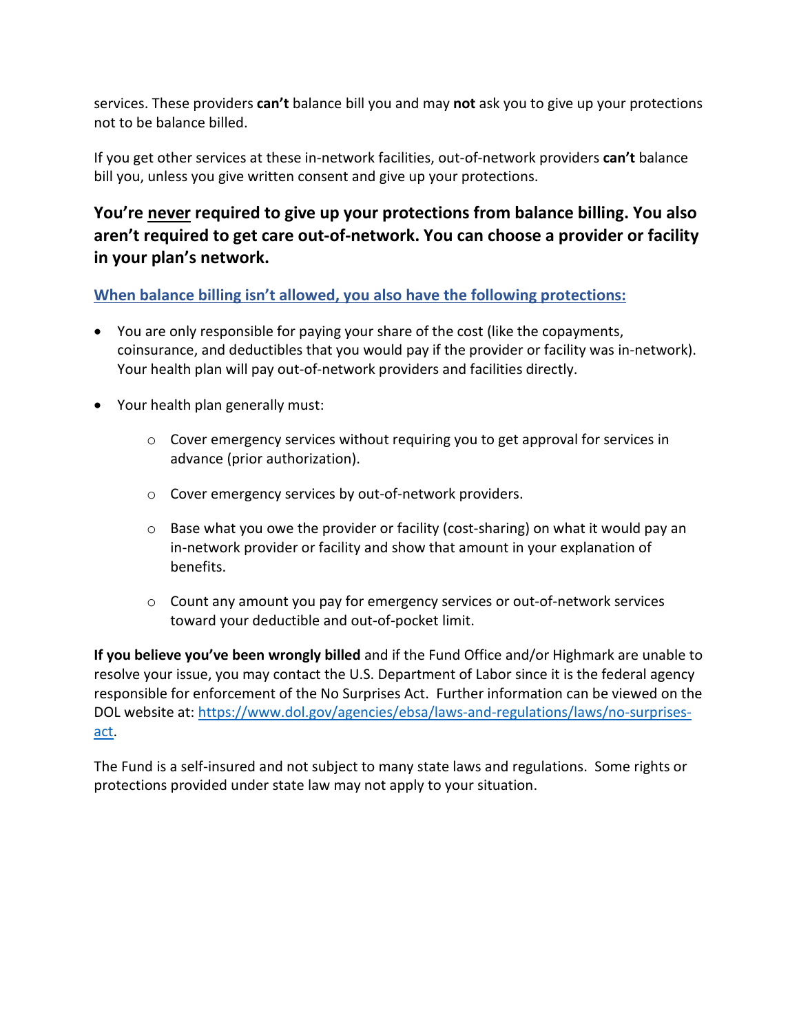services. These providers **can't** balance bill you and may **not** ask you to give up your protections not to be balance billed.

If you get other services at these in-network facilities, out-of-network providers **can't** balance bill you, unless you give written consent and give up your protections.

### You're <u>never</u> required to give up your protections from balance billing. You also aren't required to get care out-of-network. You can choose a provider or facility in your plan's network.

#### <u>When balance billing isn't allowed, you also have the following protections:</u>

- You are only responsible for paying your share of the cost (like the copayments, coinsurance, and deductibles that you would pay if the provider or facility was in-network). Your health plan will pay out-of-network providers and facilities directly.
- Your health plan generally must:
  - Cover emergency services without requiring you to get approval for services in advance (prior authorization).
  - Cover emergency services by out-of-network providers.
  - Base what you owe the provider or facility (cost-sharing) on what it would pay an in-network provider or facility and show that amount in your explanation of benefits.
  - Count any amount you pay for emergency services or out-of-network services toward your deductible and out-of-pocket limit.

**If you believe you've been wrongly billed** and if the Fund Office and/or Highmark are unable to resolve your issue, you may contact the U.S. Department of Labor since it is the federal agency responsible for enforcement of the No Surprises Act. Further information can be viewed on the DOL website at: [https://www.dol.gov/agencies/ebsa/laws-and-regulations/laws/no-surprises-act](https://www.dol.gov/agencies/ebsa/laws-and-regulations/laws/no-surprises-act).

The Fund is a self-insured and not subject to many state laws and regulations. Some rights or protections provided under state law may not apply to your situation.